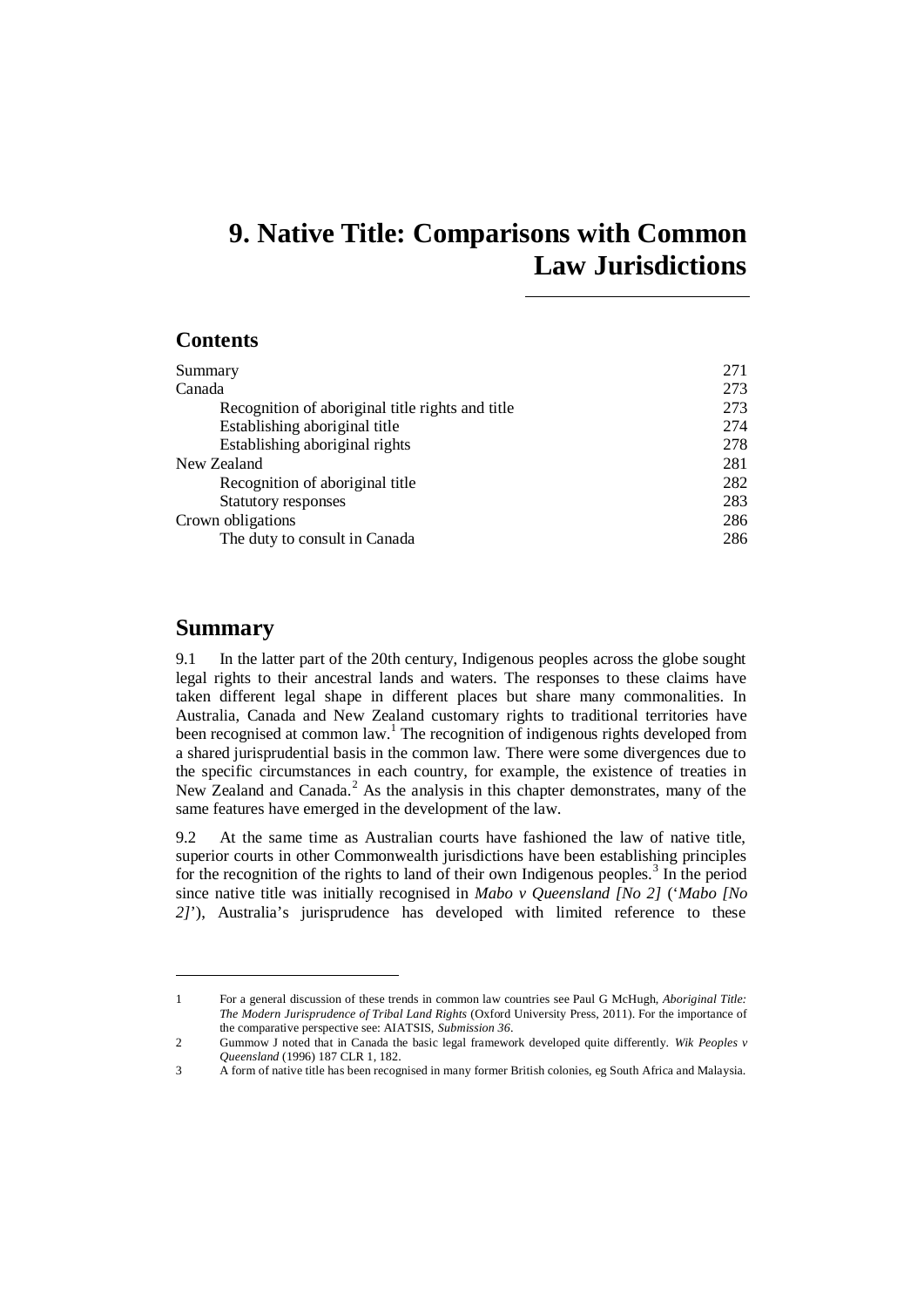# 9. Native Title: Comparisons with Common Law Jurisdictions

## Contents

| | |
|---|---|
| Summary | 271 |
| Canada | 273 |
| Recognition of aboriginal title rights and title | 273 |
| Establishing aboriginal title | 274 |
| Establishing aboriginal rights | 278 |
| New Zealand | 281 |
| Recognition of aboriginal title | 282 |
| Statutory responses | 283 |
| Crown obligations | 286 |
| The duty to consult in Canada | 286 |

## Summary

9.1 In the latter part of the 20th century, Indigenous peoples across the globe sought legal rights to their ancestral lands and waters. The responses to these claims have taken different legal shape in different places but share many commonalities. In Australia, Canada and New Zealand customary rights to traditional territories have been recognised at common law.[1] The recognition of indigenous rights developed from a shared jurisprudential basis in the common law. There were some divergences due to the specific circumstances in each country, for example, the existence of treaties in New Zealand and Canada.[2] As the analysis in this chapter demonstrates, many of the same features have emerged in the development of the law.

9.2 At the same time as Australian courts have fashioned the law of native title, superior courts in other Commonwealth jurisdictions have been establishing principles for the recognition of the rights to land of their own Indigenous peoples.[3] In the period since native title was initially recognised in *Mabo v Queensland [No 2]* ('*Mabo [No 2]*'), Australia's jurisprudence has developed with limited reference to these

---

1 For a general discussion of these trends in common law countries see Paul G McHugh, *Aboriginal Title: The Modern Jurisprudence of Tribal Land Rights* (Oxford University Press, 2011). For the importance of the comparative perspective see: AIATSIS, *Submission 36*.

2 Gummow J noted that in Canada the basic legal framework developed quite differently. *Wik Peoples v Queensland* (1996) 187 CLR 1, 182.

3 A form of native title has been recognised in many former British colonies, eg South Africa and Malaysia.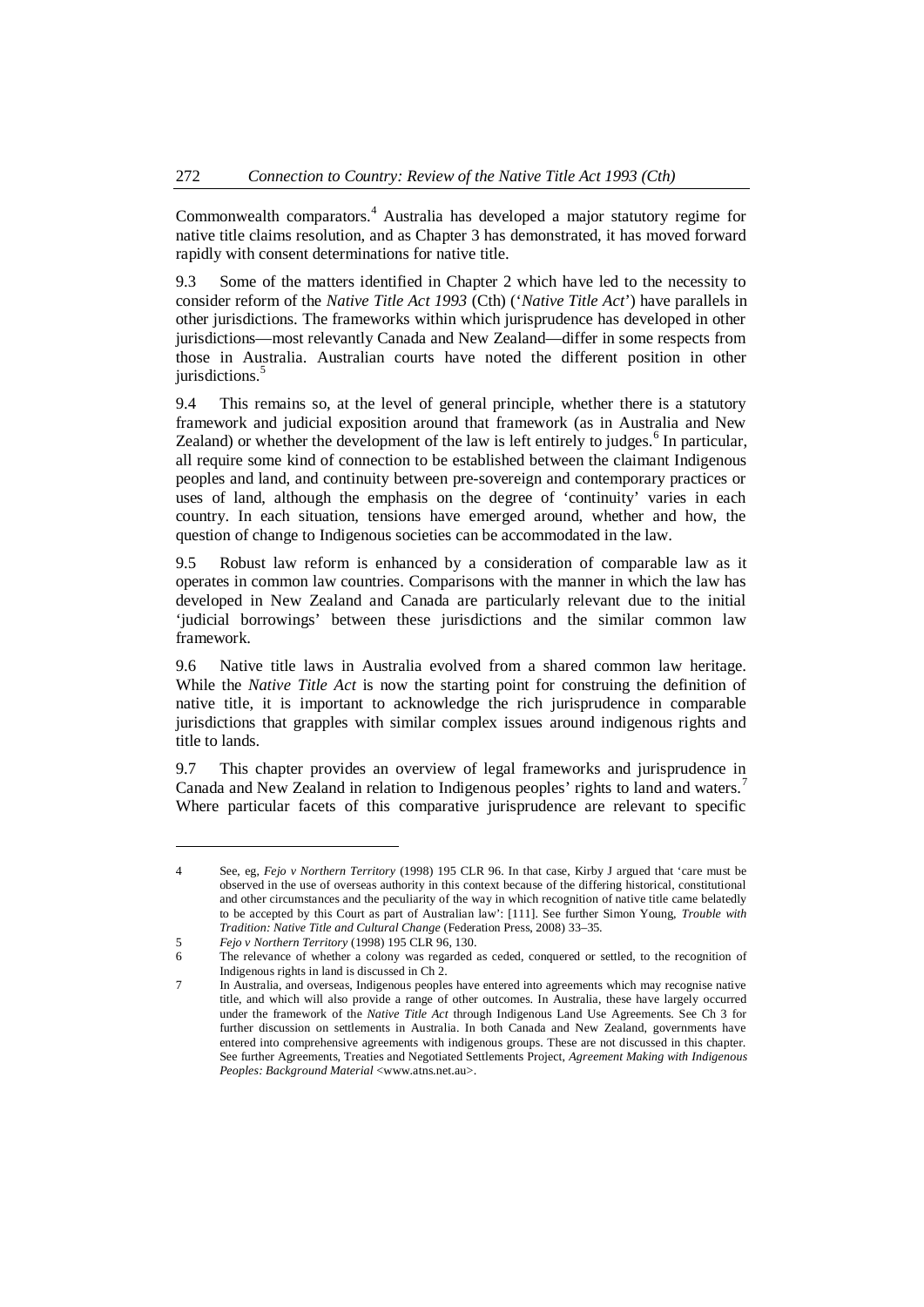Commonwealth comparators.[4] Australia has developed a major statutory regime for native title claims resolution, and as Chapter 3 has demonstrated, it has moved forward rapidly with consent determinations for native title.

9.3 Some of the matters identified in Chapter 2 which have led to the necessity to consider reform of the *Native Title Act 1993* (Cth) ('*Native Title Act*') have parallels in other jurisdictions. The frameworks within which jurisprudence has developed in other jurisdictions—most relevantly Canada and New Zealand—differ in some respects from those in Australia. Australian courts have noted the different position in other jurisdictions.[5]

9.4 This remains so, at the level of general principle, whether there is a statutory framework and judicial exposition around that framework (as in Australia and New Zealand) or whether the development of the law is left entirely to judges.[6] In particular, all require some kind of connection to be established between the claimant Indigenous peoples and land, and continuity between pre-sovereign and contemporary practices or uses of land, although the emphasis on the degree of 'continuity' varies in each country. In each situation, tensions have emerged around, whether and how, the question of change to Indigenous societies can be accommodated in the law.

9.5 Robust law reform is enhanced by a consideration of comparable law as it operates in common law countries. Comparisons with the manner in which the law has developed in New Zealand and Canada are particularly relevant due to the initial 'judicial borrowings' between these jurisdictions and the similar common law framework.

9.6 Native title laws in Australia evolved from a shared common law heritage. While the *Native Title Act* is now the starting point for construing the definition of native title, it is important to acknowledge the rich jurisprudence in comparable jurisdictions that grapples with similar complex issues around indigenous rights and title to lands.

9.7 This chapter provides an overview of legal frameworks and jurisprudence in Canada and New Zealand in relation to Indigenous peoples' rights to land and waters.[7] Where particular facets of this comparative jurisprudence are relevant to specific

---

4 See, eg, *Fejo v Northern Territory* (1998) 195 CLR 96. In that case, Kirby J argued that 'care must be observed in the use of overseas authority in this context because of the differing historical, constitutional and other circumstances and the peculiarity of the way in which recognition of native title came belatedly to be accepted by this Court as part of Australian law': [111]. See further Simon Young, *Trouble with Tradition: Native Title and Cultural Change* (Federation Press, 2008) 33–35.

5 *Fejo v Northern Territory* (1998) 195 CLR 96, 130.

6 The relevance of whether a colony was regarded as ceded, conquered or settled, to the recognition of Indigenous rights in land is discussed in Ch 2.

7 In Australia, and overseas, Indigenous peoples have entered into agreements which may recognise native title, and which will also provide a range of other outcomes. In Australia, these have largely occurred under the framework of the *Native Title Act* through Indigenous Land Use Agreements. See Ch 3 for further discussion on settlements in Australia. In both Canada and New Zealand, governments have entered into comprehensive agreements with indigenous groups. These are not discussed in this chapter. See further Agreements, Treaties and Negotiated Settlements Project, *Agreement Making with Indigenous Peoples: Background Material* <www.atns.net.au>.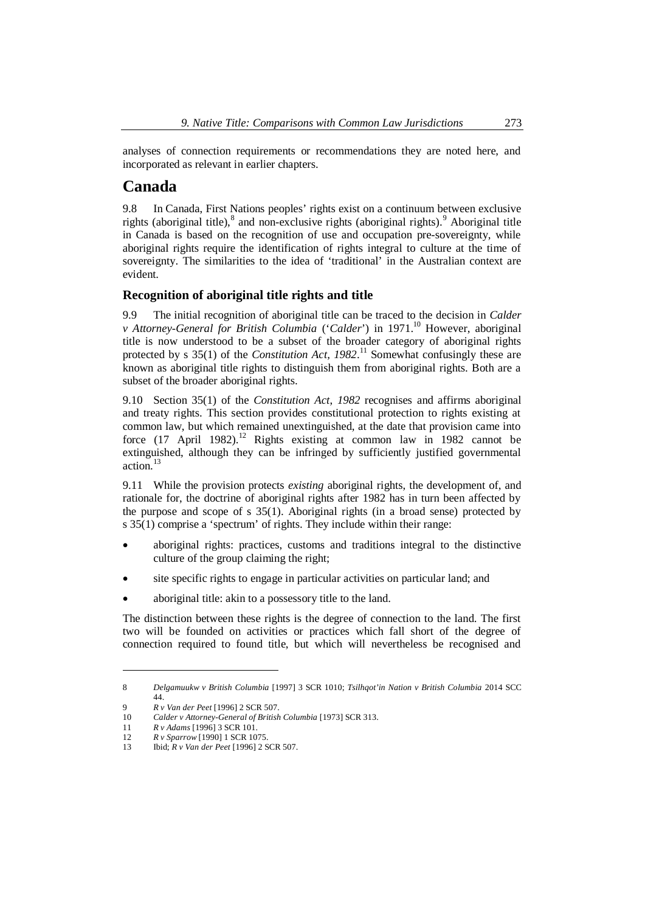analyses of connection requirements or recommendations they are noted here, and incorporated as relevant in earlier chapters.

# Canada

9.8 In Canada, First Nations peoples' rights exist on a continuum between exclusive rights (aboriginal title),[8] and non-exclusive rights (aboriginal rights).[9] Aboriginal title in Canada is based on the recognition of use and occupation pre-sovereignty, while aboriginal rights require the identification of rights integral to culture at the time of sovereignty. The similarities to the idea of 'traditional' in the Australian context are evident.

### Recognition of aboriginal title rights and title

9.9 The initial recognition of aboriginal title can be traced to the decision in *Calder v Attorney-General for British Columbia* ('*Calder*') in 1971.[10] However, aboriginal title is now understood to be a subset of the broader category of aboriginal rights protected by s 35(1) of the *Constitution Act, 1982*.[11] Somewhat confusingly these are known as aboriginal title rights to distinguish them from aboriginal rights. Both are a subset of the broader aboriginal rights.

9.10 Section 35(1) of the *Constitution Act, 1982* recognises and affirms aboriginal and treaty rights. This section provides constitutional protection to rights existing at common law, but which remained unextinguished, at the date that provision came into force (17 April 1982).[12] Rights existing at common law in 1982 cannot be extinguished, although they can be infringed by sufficiently justified governmental action.[13]

9.11 While the provision protects *existing* aboriginal rights, the development of, and rationale for, the doctrine of aboriginal rights after 1982 has in turn been affected by the purpose and scope of s 35(1). Aboriginal rights (in a broad sense) protected by s 35(1) comprise a 'spectrum' of rights. They include within their range:

- aboriginal rights: practices, customs and traditions integral to the distinctive culture of the group claiming the right;
- site specific rights to engage in particular activities on particular land; and
- aboriginal title: akin to a possessory title to the land.

The distinction between these rights is the degree of connection to the land. The first two will be founded on activities or practices which fall short of the degree of connection required to found title, but which will nevertheless be recognised and

---

8 *Delgamuukw v British Columbia* [1997] 3 SCR 1010; *Tsilhqot'in Nation v British Columbia* 2014 SCC 44.

9 *R v Van der Peet* [1996] 2 SCR 507.

10 *Calder v Attorney-General of British Columbia* [1973] SCR 313.

11 *R v Adams* [1996] 3 SCR 101.

12 *R v Sparrow* [1990] 1 SCR 1075.

13 Ibid; *R v Van der Peet* [1996] 2 SCR 507.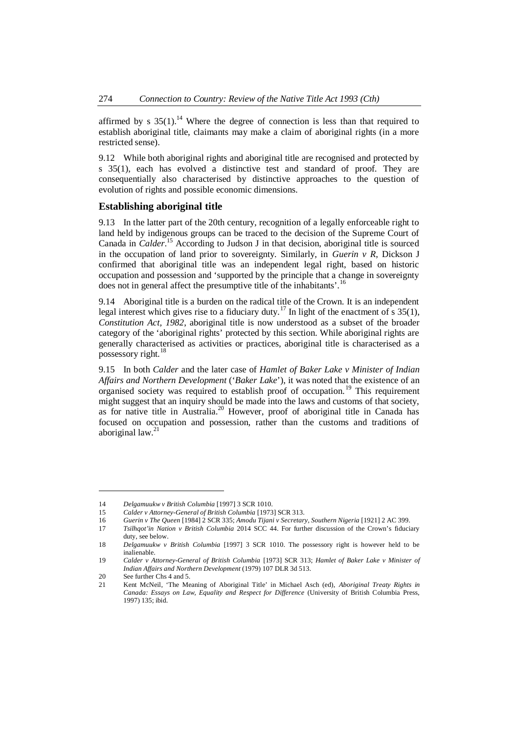affirmed by s 35(1).[14] Where the degree of connection is less than that required to establish aboriginal title, claimants may make a claim of aboriginal rights (in a more restricted sense).

9.12 While both aboriginal rights and aboriginal title are recognised and protected by s 35(1), each has evolved a distinctive test and standard of proof. They are consequentially also characterised by distinctive approaches to the question of evolution of rights and possible economic dimensions.

### Establishing aboriginal title

9.13 In the latter part of the 20th century, recognition of a legally enforceable right to land held by indigenous groups can be traced to the decision of the Supreme Court of Canada in *Calder*.[15] According to Judson J in that decision, aboriginal title is sourced in the occupation of land prior to sovereignty. Similarly, in *Guerin v R*, Dickson J confirmed that aboriginal title was an independent legal right, based on historic occupation and possession and 'supported by the principle that a change in sovereignty does not in general affect the presumptive title of the inhabitants'.[16]

9.14 Aboriginal title is a burden on the radical title of the Crown. It is an independent legal interest which gives rise to a fiduciary duty.[17] In light of the enactment of s 35(1), *Constitution Act, 1982*, aboriginal title is now understood as a subset of the broader category of the 'aboriginal rights' protected by this section. While aboriginal rights are generally characterised as activities or practices, aboriginal title is characterised as a possessory right.[18]

9.15 In both *Calder* and the later case of *Hamlet of Baker Lake v Minister of Indian Affairs and Northern Development* ('*Baker Lake*'), it was noted that the existence of an organised society was required to establish proof of occupation.[19] This requirement might suggest that an inquiry should be made into the laws and customs of that society, as for native title in Australia.[20] However, proof of aboriginal title in Canada has focused on occupation and possession, rather than the customs and traditions of aboriginal law.[21]

---

14 *Delgamuukw v British Columbia* [1997] 3 SCR 1010.

15 *Calder v Attorney-General of British Columbia* [1973] SCR 313.

16 *Guerin v The Queen* [1984] 2 SCR 335; *Amodu Tijani v Secretary, Southern Nigeria* [1921] 2 AC 399.

17 *Tsilhqot'in Nation v British Columbia* 2014 SCC 44. For further discussion of the Crown's fiduciary duty, see below.

18 *Delgamuukw v British Columbia* [1997] 3 SCR 1010. The possessory right is however held to be inalienable.

19 *Calder v Attorney-General of British Columbia* [1973] SCR 313; *Hamlet of Baker Lake v Minister of Indian Affairs and Northern Development* (1979) 107 DLR 3d 513.

20 See further Chs 4 and 5.

21 Kent McNeil, 'The Meaning of Aboriginal Title' in Michael Asch (ed), *Aboriginal Treaty Rights in Canada: Essays on Law, Equality and Respect for Difference* (University of British Columbia Press, 1997) 135; ibid.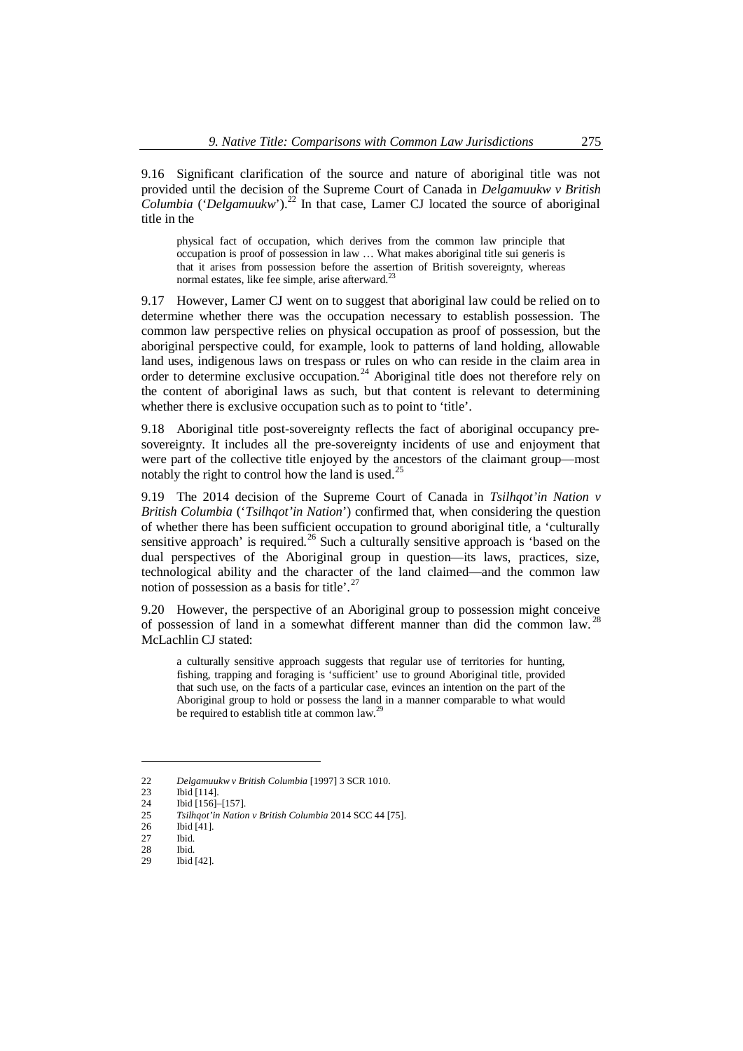9.16 Significant clarification of the source and nature of aboriginal title was not provided until the decision of the Supreme Court of Canada in *Delgamuukw v British Columbia* ('*Delgamuukw*').[22] In that case, Lamer CJ located the source of aboriginal title in the

> physical fact of occupation, which derives from the common law principle that occupation is proof of possession in law … What makes aboriginal title sui generis is that it arises from possession before the assertion of British sovereignty, whereas normal estates, like fee simple, arise afterward.[23]

9.17 However, Lamer CJ went on to suggest that aboriginal law could be relied on to determine whether there was the occupation necessary to establish possession. The common law perspective relies on physical occupation as proof of possession, but the aboriginal perspective could, for example, look to patterns of land holding, allowable land uses, indigenous laws on trespass or rules on who can reside in the claim area in order to determine exclusive occupation.[24] Aboriginal title does not therefore rely on the content of aboriginal laws as such, but that content is relevant to determining whether there is exclusive occupation such as to point to 'title'.

9.18 Aboriginal title post-sovereignty reflects the fact of aboriginal occupancy pre-sovereignty. It includes all the pre-sovereignty incidents of use and enjoyment that were part of the collective title enjoyed by the ancestors of the claimant group—most notably the right to control how the land is used.[25]

9.19 The 2014 decision of the Supreme Court of Canada in *Tsilhqot'in Nation v British Columbia* ('*Tsilhqot'in Nation*') confirmed that, when considering the question of whether there has been sufficient occupation to ground aboriginal title, a 'culturally sensitive approach' is required.[26] Such a culturally sensitive approach is 'based on the dual perspectives of the Aboriginal group in question—its laws, practices, size, technological ability and the character of the land claimed—and the common law notion of possession as a basis for title'.[27]

9.20 However, the perspective of an Aboriginal group to possession might conceive of possession of land in a somewhat different manner than did the common law.[28] McLachlin CJ stated:

> a culturally sensitive approach suggests that regular use of territories for hunting, fishing, trapping and foraging is 'sufficient' use to ground Aboriginal title, provided that such use, on the facts of a particular case, evinces an intention on the part of the Aboriginal group to hold or possess the land in a manner comparable to what would be required to establish title at common law.[29]

---

22 *Delgamuukw v British Columbia* [1997] 3 SCR 1010.

23 Ibid [114].

24 Ibid [156]–[157].

25 *Tsilhqot'in Nation v British Columbia* 2014 SCC 44 [75].

26 Ibid [41].

27 Ibid.

28 Ibid.

29 Ibid [42].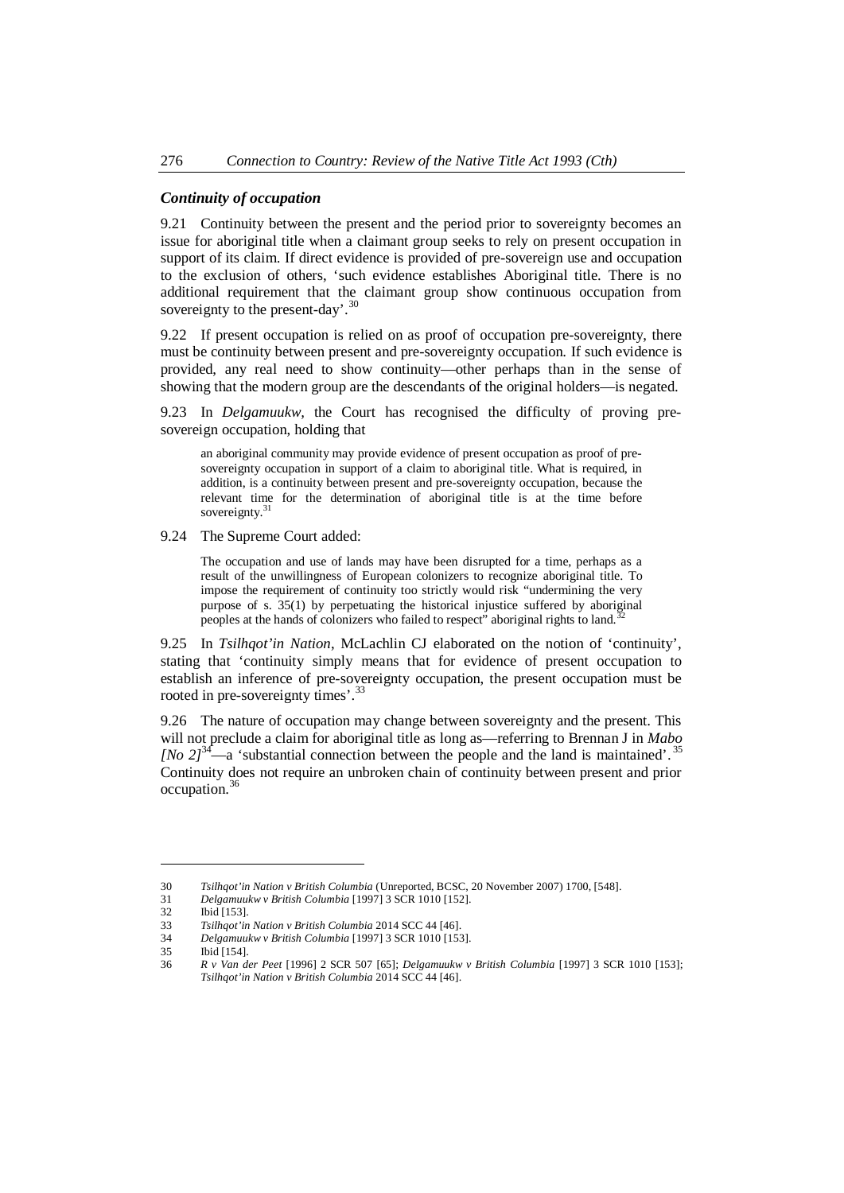### *Continuity of occupation*

9.21 Continuity between the present and the period prior to sovereignty becomes an issue for aboriginal title when a claimant group seeks to rely on present occupation in support of its claim. If direct evidence is provided of pre-sovereign use and occupation to the exclusion of others, 'such evidence establishes Aboriginal title. There is no additional requirement that the claimant group show continuous occupation from sovereignty to the present-day'.[30]

9.22 If present occupation is relied on as proof of occupation pre-sovereignty, there must be continuity between present and pre-sovereignty occupation. If such evidence is provided, any real need to show continuity—other perhaps than in the sense of showing that the modern group are the descendants of the original holders—is negated.

9.23 In *Delgamuukw*, the Court has recognised the difficulty of proving pre-sovereign occupation, holding that

> an aboriginal community may provide evidence of present occupation as proof of pre-sovereignty occupation in support of a claim to aboriginal title. What is required, in addition, is a continuity between present and pre-sovereignty occupation, because the relevant time for the determination of aboriginal title is at the time before sovereignty.[31]

9.24 The Supreme Court added:

> The occupation and use of lands may have been disrupted for a time, perhaps as a result of the unwillingness of European colonizers to recognize aboriginal title. To impose the requirement of continuity too strictly would risk "undermining the very purpose of s. 35(1) by perpetuating the historical injustice suffered by aboriginal peoples at the hands of colonizers who failed to respect" aboriginal rights to land.[32]

9.25 In *Tsilhqot'in Nation*, McLachlin CJ elaborated on the notion of 'continuity', stating that 'continuity simply means that for evidence of present occupation to establish an inference of pre-sovereignty occupation, the present occupation must be rooted in pre-sovereignty times'.[33]

9.26 The nature of occupation may change between sovereignty and the present. This will not preclude a claim for aboriginal title as long as—referring to Brennan J in *Mabo [No 2]*[34]—a 'substantial connection between the people and the land is maintained'.[35] Continuity does not require an unbroken chain of continuity between present and prior occupation.[36]

---

30 *Tsilhqot'in Nation v British Columbia* (Unreported, BCSC, 20 November 2007) 1700, [548].

31 *Delgamuukw v British Columbia* [1997] 3 SCR 1010 [152].

32 Ibid [153].

33 *Tsilhqot'in Nation v British Columbia* 2014 SCC 44 [46].

34 *Delgamuukw v British Columbia* [1997] 3 SCR 1010 [153].

35 Ibid [154].

36 *R v Van der Peet* [1996] 2 SCR 507 [65]; *Delgamuukw v British Columbia* [1997] 3 SCR 1010 [153]; *Tsilhqot'in Nation v British Columbia* 2014 SCC 44 [46].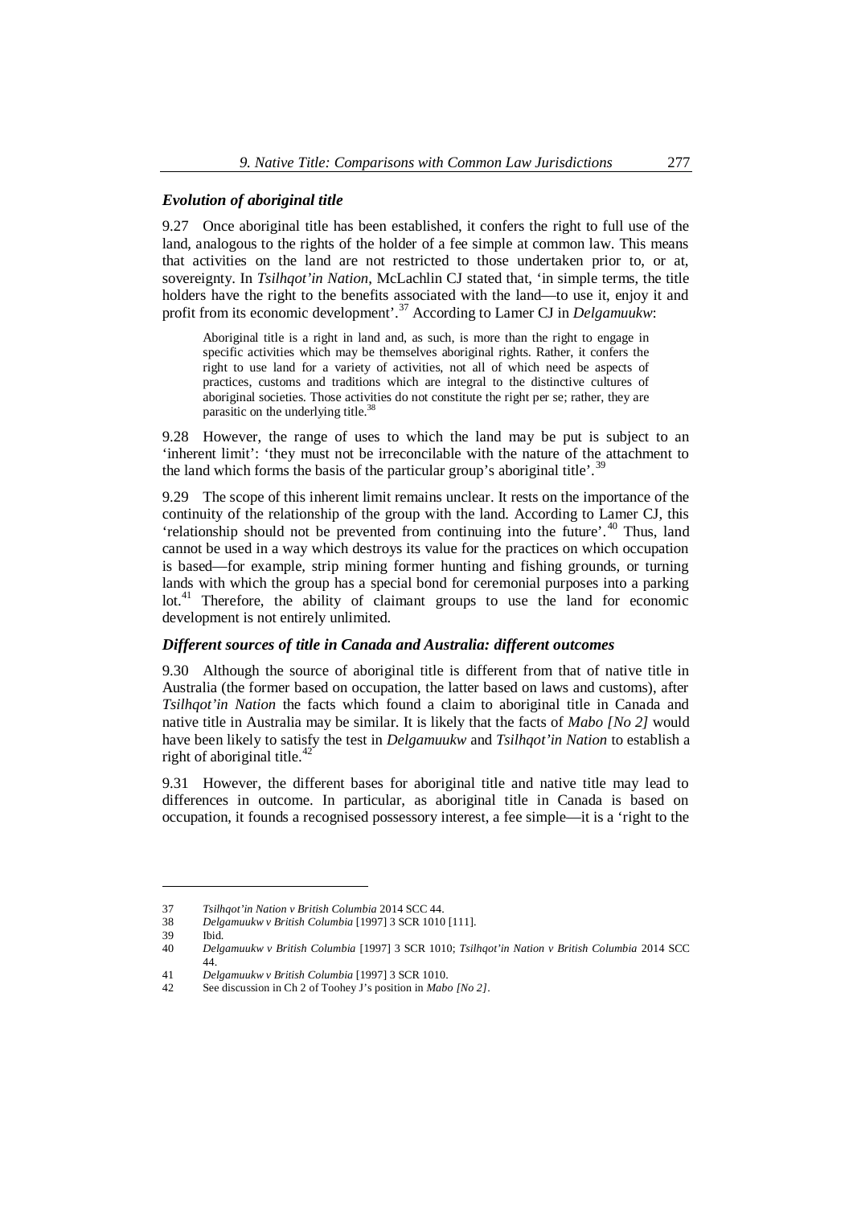### *Evolution of aboriginal title*

9.27 Once aboriginal title has been established, it confers the right to full use of the land, analogous to the rights of the holder of a fee simple at common law. This means that activities on the land are not restricted to those undertaken prior to, or at, sovereignty. In *Tsilhqot'in Nation*, McLachlin CJ stated that, 'in simple terms, the title holders have the right to the benefits associated with the land—to use it, enjoy it and profit from its economic development'.[37] According to Lamer CJ in *Delgamuukw*:

> Aboriginal title is a right in land and, as such, is more than the right to engage in specific activities which may be themselves aboriginal rights. Rather, it confers the right to use land for a variety of activities, not all of which need be aspects of practices, customs and traditions which are integral to the distinctive cultures of aboriginal societies. Those activities do not constitute the right per se; rather, they are parasitic on the underlying title.[38]

9.28 However, the range of uses to which the land may be put is subject to an 'inherent limit': 'they must not be irreconcilable with the nature of the attachment to the land which forms the basis of the particular group's aboriginal title'.[39]

9.29 The scope of this inherent limit remains unclear. It rests on the importance of the continuity of the relationship of the group with the land. According to Lamer CJ, this 'relationship should not be prevented from continuing into the future'.[40] Thus, land cannot be used in a way which destroys its value for the practices on which occupation is based—for example, strip mining former hunting and fishing grounds, or turning lands with which the group has a special bond for ceremonial purposes into a parking lot.[41] Therefore, the ability of claimant groups to use the land for economic development is not entirely unlimited.

### *Different sources of title in Canada and Australia: different outcomes*

9.30 Although the source of aboriginal title is different from that of native title in Australia (the former based on occupation, the latter based on laws and customs), after *Tsilhqot'in Nation* the facts which found a claim to aboriginal title in Canada and native title in Australia may be similar. It is likely that the facts of *Mabo [No 2]* would have been likely to satisfy the test in *Delgamuukw* and *Tsilhqot'in Nation* to establish a right of aboriginal title.[42]

9.31 However, the different bases for aboriginal title and native title may lead to differences in outcome. In particular, as aboriginal title in Canada is based on occupation, it founds a recognised possessory interest, a fee simple—it is a 'right to the

---

37 *Tsilhqot'in Nation v British Columbia* 2014 SCC 44.

38 *Delgamuukw v British Columbia* [1997] 3 SCR 1010 [111].

39 Ibid.

40 *Delgamuukw v British Columbia* [1997] 3 SCR 1010; *Tsilhqot'in Nation v British Columbia* 2014 SCC 44.

41 *Delgamuukw v British Columbia* [1997] 3 SCR 1010.

42 See discussion in Ch 2 of Toohey J's position in *Mabo [No 2]*.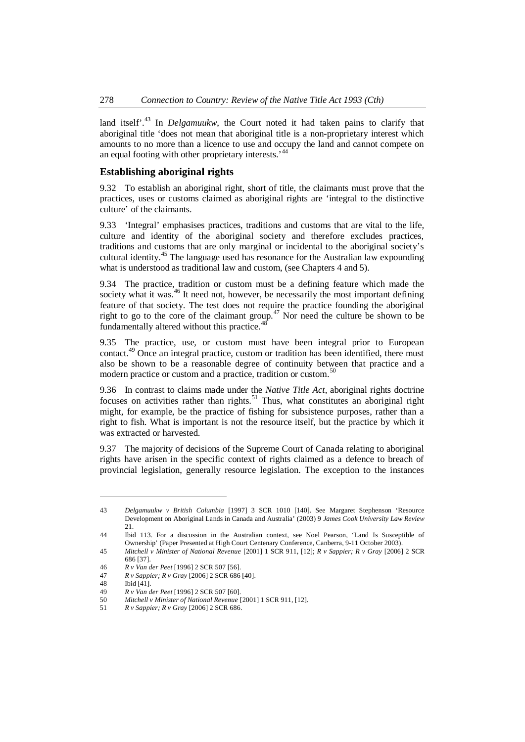land itself'.[43] In *Delgamuukw*, the Court noted it had taken pains to clarify that aboriginal title 'does not mean that aboriginal title is a non-proprietary interest which amounts to no more than a licence to use and occupy the land and cannot compete on an equal footing with other proprietary interests.'[44]

### Establishing aboriginal rights

9.32 To establish an aboriginal right, short of title, the claimants must prove that the practices, uses or customs claimed as aboriginal rights are 'integral to the distinctive culture' of the claimants.

9.33 'Integral' emphasises practices, traditions and customs that are vital to the life, culture and identity of the aboriginal society and therefore excludes practices, traditions and customs that are only marginal or incidental to the aboriginal society's cultural identity.[45] The language used has resonance for the Australian law expounding what is understood as traditional law and custom, (see Chapters 4 and 5).

9.34 The practice, tradition or custom must be a defining feature which made the society what it was.[46] It need not, however, be necessarily the most important defining feature of that society. The test does not require the practice founding the aboriginal right to go to the core of the claimant group.[47] Nor need the culture be shown to be fundamentally altered without this practice.[48]

9.35 The practice, use, or custom must have been integral prior to European contact.[49] Once an integral practice, custom or tradition has been identified, there must also be shown to be a reasonable degree of continuity between that practice and a modern practice or custom and a practice, tradition or custom.[50]

9.36 In contrast to claims made under the *Native Title Act*, aboriginal rights doctrine focuses on activities rather than rights.[51] Thus, what constitutes an aboriginal right might, for example, be the practice of fishing for subsistence purposes, rather than a right to fish. What is important is not the resource itself, but the practice by which it was extracted or harvested.

9.37 The majority of decisions of the Supreme Court of Canada relating to aboriginal rights have arisen in the specific context of rights claimed as a defence to breach of provincial legislation, generally resource legislation. The exception to the instances

---

43 *Delgamuukw v British Columbia* [1997] 3 SCR 1010 [140]. See Margaret Stephenson 'Resource Development on Aboriginal Lands in Canada and Australia' (2003) 9 *James Cook University Law Review* 21.

44 Ibid 113. For a discussion in the Australian context, see Noel Pearson, 'Land Is Susceptible of Ownership' (Paper Presented at High Court Centenary Conference, Canberra, 9-11 October 2003).

45 *Mitchell v Minister of National Revenue* [2001] 1 SCR 911, [12]; *R v Sappier; R v Gray* [2006] 2 SCR 686 [37].

46 *R v Van der Peet* [1996] 2 SCR 507 [56].

47 *R v Sappier; R v Gray* [2006] 2 SCR 686 [40].

48 Ibid [41].

49 *R v Van der Peet* [1996] 2 SCR 507 [60].

50 *Mitchell v Minister of National Revenue* [2001] 1 SCR 911, [12].

51 *R v Sappier; R v Gray* [2006] 2 SCR 686.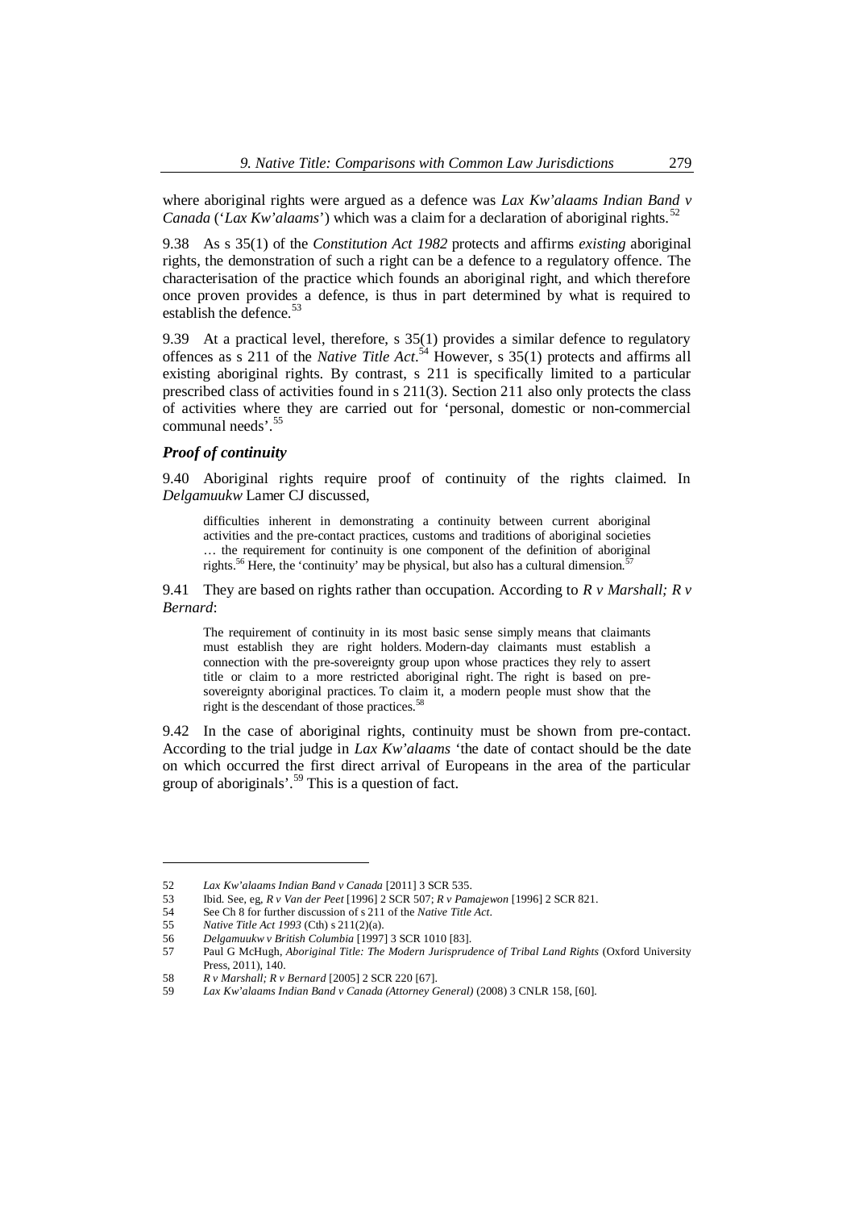where aboriginal rights were argued as a defence was *Lax Kw'alaams Indian Band v Canada* ('*Lax Kw'alaams*') which was a claim for a declaration of aboriginal rights.[52]

9.38 As s 35(1) of the *Constitution Act 1982* protects and affirms *existing* aboriginal rights, the demonstration of such a right can be a defence to a regulatory offence. The characterisation of the practice which founds an aboriginal right, and which therefore once proven provides a defence, is thus in part determined by what is required to establish the defence.[53]

9.39 At a practical level, therefore, s 35(1) provides a similar defence to regulatory offences as s 211 of the *Native Title Act*.[54] However, s 35(1) protects and affirms all existing aboriginal rights. By contrast, s 211 is specifically limited to a particular prescribed class of activities found in s 211(3). Section 211 also only protects the class of activities where they are carried out for 'personal, domestic or non-commercial communal needs'.[55]

### *Proof of continuity*

9.40 Aboriginal rights require proof of continuity of the rights claimed. In *Delgamuukw* Lamer CJ discussed,

> difficulties inherent in demonstrating a continuity between current aboriginal activities and the pre-contact practices, customs and traditions of aboriginal societies … the requirement for continuity is one component of the definition of aboriginal rights.[56] Here, the 'continuity' may be physical, but also has a cultural dimension.[57]

9.41 They are based on rights rather than occupation. According to *R v Marshall; R v Bernard*:

> The requirement of continuity in its most basic sense simply means that claimants must establish they are right holders. Modern-day claimants must establish a connection with the pre-sovereignty group upon whose practices they rely to assert title or claim to a more restricted aboriginal right. The right is based on pre-sovereignty aboriginal practices. To claim it, a modern people must show that the right is the descendant of those practices.[58]

9.42 In the case of aboriginal rights, continuity must be shown from pre-contact. According to the trial judge in *Lax Kw'alaams* 'the date of contact should be the date on which occurred the first direct arrival of Europeans in the area of the particular group of aboriginals'.[59] This is a question of fact.

---

52 *Lax Kw'alaams Indian Band v Canada* [2011] 3 SCR 535.

53 Ibid. See, eg, *R v Van der Peet* [1996] 2 SCR 507; *R v Pamajewon* [1996] 2 SCR 821.

54 See Ch 8 for further discussion of s 211 of the *Native Title Act*.

55 *Native Title Act 1993* (Cth) s 211(2)(a).

56 *Delgamuukw v British Columbia* [1997] 3 SCR 1010 [83].

57 Paul G McHugh, *Aboriginal Title: The Modern Jurisprudence of Tribal Land Rights* (Oxford University Press, 2011), 140.

58 *R v Marshall; R v Bernard* [2005] 2 SCR 220 [67].

59 *Lax Kw'alaams Indian Band v Canada (Attorney General)* (2008) 3 CNLR 158, [60].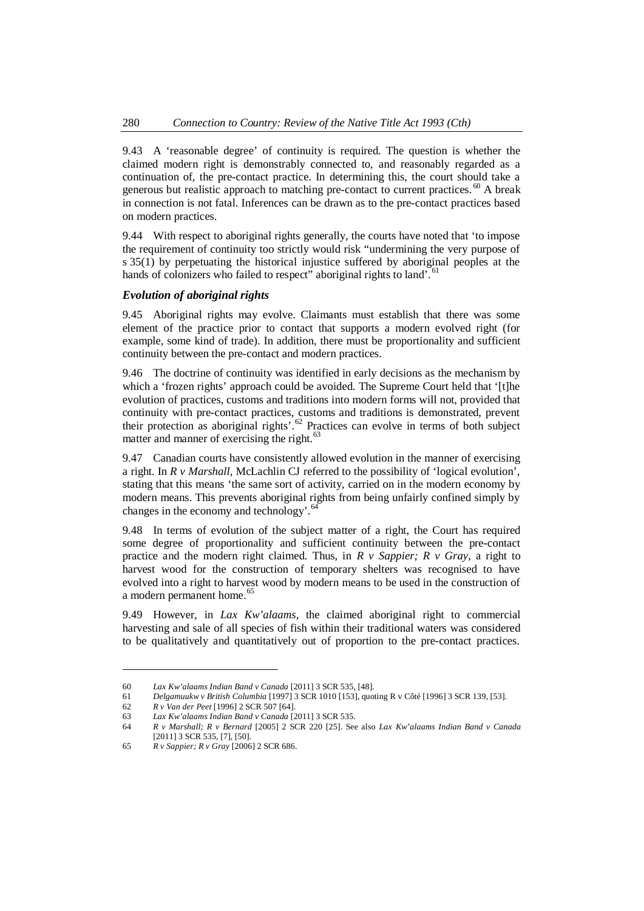9.43 A 'reasonable degree' of continuity is required. The question is whether the claimed modern right is demonstrably connected to, and reasonably regarded as a continuation of, the pre-contact practice. In determining this, the court should take a generous but realistic approach to matching pre-contact to current practices.[60] A break in connection is not fatal. Inferences can be drawn as to the pre-contact practices based on modern practices.

9.44 With respect to aboriginal rights generally, the courts have noted that 'to impose the requirement of continuity too strictly would risk "undermining the very purpose of s 35(1) by perpetuating the historical injustice suffered by aboriginal peoples at the hands of colonizers who failed to respect" aboriginal rights to land'.[61]

### *Evolution of aboriginal rights*

9.45 Aboriginal rights may evolve. Claimants must establish that there was some element of the practice prior to contact that supports a modern evolved right (for example, some kind of trade). In addition, there must be proportionality and sufficient continuity between the pre-contact and modern practices.

9.46 The doctrine of continuity was identified in early decisions as the mechanism by which a 'frozen rights' approach could be avoided. The Supreme Court held that '[t]he evolution of practices, customs and traditions into modern forms will not, provided that continuity with pre-contact practices, customs and traditions is demonstrated, prevent their protection as aboriginal rights'.[62] Practices can evolve in terms of both subject matter and manner of exercising the right.[63]

9.47 Canadian courts have consistently allowed evolution in the manner of exercising a right. In *R v Marshall*, McLachlin CJ referred to the possibility of 'logical evolution', stating that this means 'the same sort of activity, carried on in the modern economy by modern means. This prevents aboriginal rights from being unfairly confined simply by changes in the economy and technology'.[64]

9.48 In terms of evolution of the subject matter of a right, the Court has required some degree of proportionality and sufficient continuity between the pre-contact practice and the modern right claimed. Thus, in *R v Sappier; R v Gray*, a right to harvest wood for the construction of temporary shelters was recognised to have evolved into a right to harvest wood by modern means to be used in the construction of a modern permanent home.[65]

9.49 However, in *Lax Kw'alaams*, the claimed aboriginal right to commercial harvesting and sale of all species of fish within their traditional waters was considered to be qualitatively and quantitatively out of proportion to the pre-contact practices.

---

60 *Lax Kw'alaams Indian Band v Canada* [2011] 3 SCR 535, [48].

61 *Delgamuukw v British Columbia* [1997] 3 SCR 1010 [153], quoting R v Côté [1996] 3 SCR 139, [53].

62 *R v Van der Peet* [1996] 2 SCR 507 [64].

63 *Lax Kw'alaams Indian Band v Canada* [2011] 3 SCR 535.

64 *R v Marshall; R v Bernard* [2005] 2 SCR 220 [25]. See also *Lax Kw'alaams Indian Band v Canada* [2011] 3 SCR 535, [7], [50].

65 *R v Sappier; R v Gray* [2006] 2 SCR 686.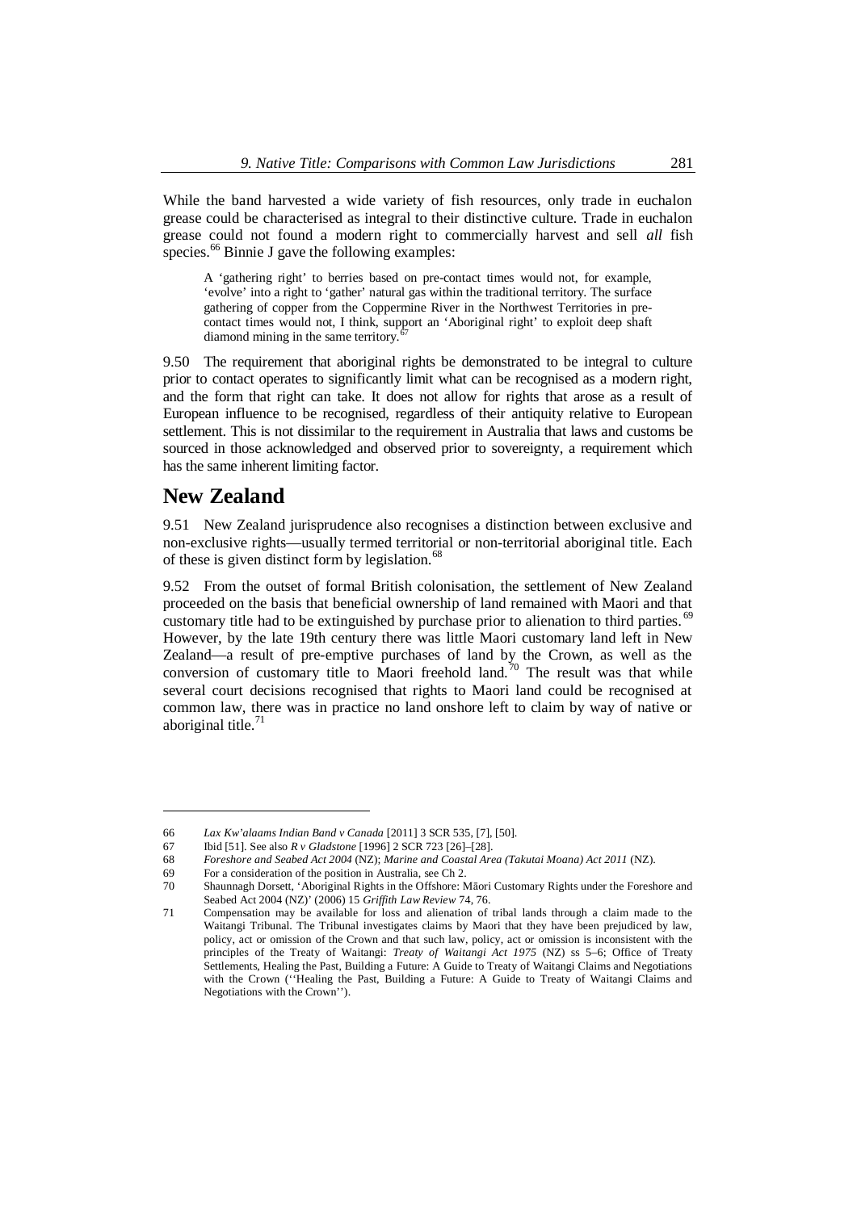While the band harvested a wide variety of fish resources, only trade in euchalon grease could be characterised as integral to their distinctive culture. Trade in euchalon grease could not found a modern right to commercially harvest and sell *all* fish species.[66] Binnie J gave the following examples:

> A 'gathering right' to berries based on pre-contact times would not, for example, 'evolve' into a right to 'gather' natural gas within the traditional territory. The surface gathering of copper from the Coppermine River in the Northwest Territories in pre-contact times would not, I think, support an 'Aboriginal right' to exploit deep shaft diamond mining in the same territory.[67]

9.50 The requirement that aboriginal rights be demonstrated to be integral to culture prior to contact operates to significantly limit what can be recognised as a modern right, and the form that right can take. It does not allow for rights that arose as a result of European influence to be recognised, regardless of their antiquity relative to European settlement. This is not dissimilar to the requirement in Australia that laws and customs be sourced in those acknowledged and observed prior to sovereignty, a requirement which has the same inherent limiting factor.

## New Zealand

9.51 New Zealand jurisprudence also recognises a distinction between exclusive and non-exclusive rights—usually termed territorial or non-territorial aboriginal title. Each of these is given distinct form by legislation.[68]

9.52 From the outset of formal British colonisation, the settlement of New Zealand proceeded on the basis that beneficial ownership of land remained with Maori and that customary title had to be extinguished by purchase prior to alienation to third parties.[69] However, by the late 19th century there was little Maori customary land left in New Zealand—a result of pre-emptive purchases of land by the Crown, as well as the conversion of customary title to Maori freehold land.[70] The result was that while several court decisions recognised that rights to Maori land could be recognised at common law, there was in practice no land onshore left to claim by way of native or aboriginal title.[71]

---

66 *Lax Kw'alaams Indian Band v Canada* [2011] 3 SCR 535, [7], [50].

67 Ibid [51]. See also *R v Gladstone* [1996] 2 SCR 723 [26]–[28].

68 *Foreshore and Seabed Act 2004* (NZ); *Marine and Coastal Area (Takutai Moana) Act 2011* (NZ).

69 For a consideration of the position in Australia, see Ch 2.

70 Shaunnagh Dorsett, 'Aboriginal Rights in the Offshore: Māori Customary Rights under the Foreshore and Seabed Act 2004 (NZ)' (2006) 15 *Griffith Law Review* 74, 76.

71 Compensation may be available for loss and alienation of tribal lands through a claim made to the Waitangi Tribunal. The Tribunal investigates claims by Maori that they have been prejudiced by law, policy, act or omission of the Crown and that such law, policy, act or omission is inconsistent with the principles of the Treaty of Waitangi: *Treaty of Waitangi Act 1975* (NZ) ss 5–6; Office of Treaty Settlements, Healing the Past, Building a Future: A Guide to Treaty of Waitangi Claims and Negotiations with the Crown (''Healing the Past, Building a Future: A Guide to Treaty of Waitangi Claims and Negotiations with the Crown'').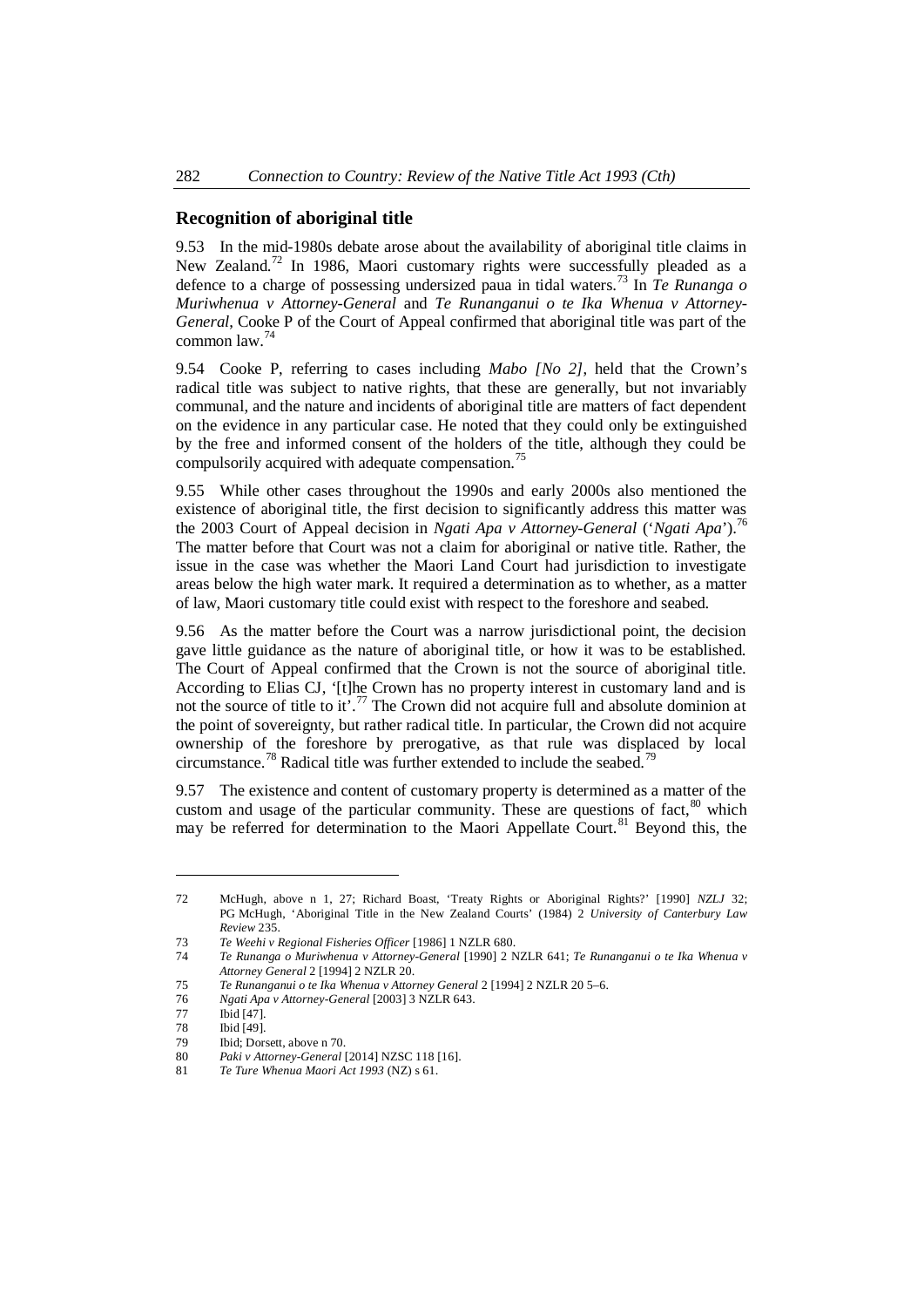## Recognition of aboriginal title

9.53 In the mid-1980s debate arose about the availability of aboriginal title claims in New Zealand.[72] In 1986, Maori customary rights were successfully pleaded as a defence to a charge of possessing undersized paua in tidal waters.[73] In *Te Runanga o Muriwhenua v Attorney-General* and *Te Runanganui o te Ika Whenua v Attorney-General*, Cooke P of the Court of Appeal confirmed that aboriginal title was part of the common law.[74]

9.54 Cooke P, referring to cases including *Mabo [No 2]*, held that the Crown's radical title was subject to native rights, that these are generally, but not invariably communal, and the nature and incidents of aboriginal title are matters of fact dependent on the evidence in any particular case. He noted that they could only be extinguished by the free and informed consent of the holders of the title, although they could be compulsorily acquired with adequate compensation.[75]

9.55 While other cases throughout the 1990s and early 2000s also mentioned the existence of aboriginal title, the first decision to significantly address this matter was the 2003 Court of Appeal decision in *Ngati Apa v Attorney-General* ('*Ngati Apa*').[76] The matter before that Court was not a claim for aboriginal or native title. Rather, the issue in the case was whether the Maori Land Court had jurisdiction to investigate areas below the high water mark. It required a determination as to whether, as a matter of law, Maori customary title could exist with respect to the foreshore and seabed.

9.56 As the matter before the Court was a narrow jurisdictional point, the decision gave little guidance as the nature of aboriginal title, or how it was to be established. The Court of Appeal confirmed that the Crown is not the source of aboriginal title. According to Elias CJ, '[t]he Crown has no property interest in customary land and is not the source of title to it'.[77] The Crown did not acquire full and absolute dominion at the point of sovereignty, but rather radical title. In particular, the Crown did not acquire ownership of the foreshore by prerogative, as that rule was displaced by local circumstance.[78] Radical title was further extended to include the seabed.[79]

9.57 The existence and content of customary property is determined as a matter of the custom and usage of the particular community. These are questions of fact,[80] which may be referred for determination to the Maori Appellate Court.[81] Beyond this, the

---

72 McHugh, above n 1, 27; Richard Boast, 'Treaty Rights or Aboriginal Rights?' [1990] *NZLJ* 32; PG McHugh, 'Aboriginal Title in the New Zealand Courts' (1984) 2 *University of Canterbury Law Review* 235.

73 *Te Weehi v Regional Fisheries Officer* [1986] 1 NZLR 680.

74 *Te Runanga o Muriwhenua v Attorney-General* [1990] 2 NZLR 641; *Te Runanganui o te Ika Whenua v Attorney General* 2 [1994] 2 NZLR 20.

75 *Te Runanganui o te Ika Whenua v Attorney General* 2 [1994] 2 NZLR 20 5–6.

76 *Ngati Apa v Attorney-General* [2003] 3 NZLR 643.

77 Ibid [47].

78 Ibid [49].

79 Ibid; Dorsett, above n 70.

80 *Paki v Attorney-General* [2014] NZSC 118 [16].

81 *Te Ture Whenua Maori Act 1993* (NZ) s 61.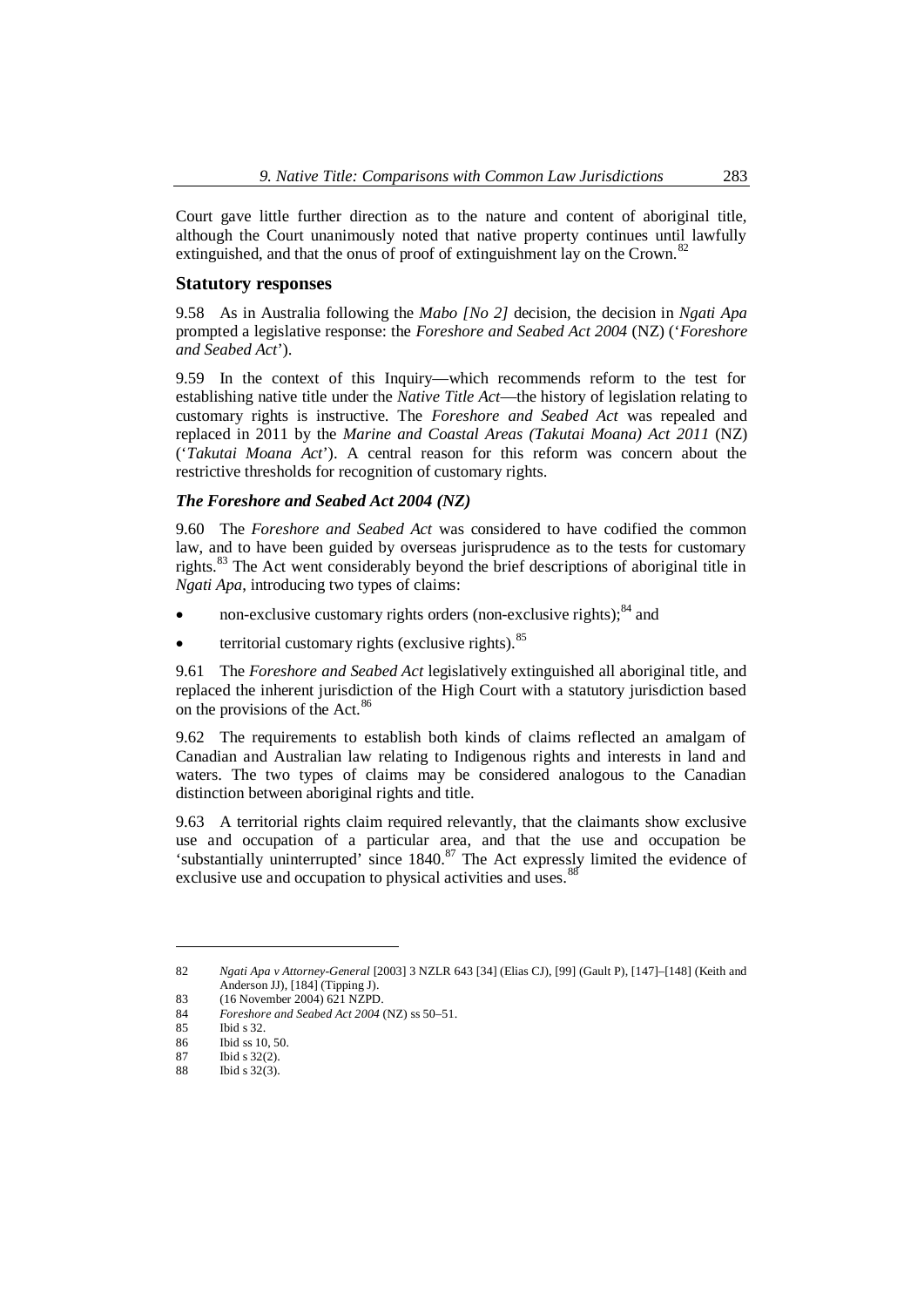Court gave little further direction as to the nature and content of aboriginal title, although the Court unanimously noted that native property continues until lawfully extinguished, and that the onus of proof of extinguishment lay on the Crown.[82]

## Statutory responses

9.58 As in Australia following the *Mabo [No 2]* decision, the decision in *Ngati Apa* prompted a legislative response: the *Foreshore and Seabed Act 2004* (NZ) ('*Foreshore and Seabed Act*').

9.59 In the context of this Inquiry—which recommends reform to the test for establishing native title under the *Native Title Act*—the history of legislation relating to customary rights is instructive. The *Foreshore and Seabed Act* was repealed and replaced in 2011 by the *Marine and Coastal Areas (Takutai Moana) Act 2011* (NZ) ('*Takutai Moana Act*'). A central reason for this reform was concern about the restrictive thresholds for recognition of customary rights.

### *The Foreshore and Seabed Act 2004 (NZ)*

9.60 The *Foreshore and Seabed Act* was considered to have codified the common law, and to have been guided by overseas jurisprudence as to the tests for customary rights.[83] The Act went considerably beyond the brief descriptions of aboriginal title in *Ngati Apa*, introducing two types of claims:

- non-exclusive customary rights orders (non-exclusive rights);[84] and
- territorial customary rights (exclusive rights).[85]

9.61 The *Foreshore and Seabed Act* legislatively extinguished all aboriginal title, and replaced the inherent jurisdiction of the High Court with a statutory jurisdiction based on the provisions of the Act.[86]

9.62 The requirements to establish both kinds of claims reflected an amalgam of Canadian and Australian law relating to Indigenous rights and interests in land and waters. The two types of claims may be considered analogous to the Canadian distinction between aboriginal rights and title.

9.63 A territorial rights claim required relevantly, that the claimants show exclusive use and occupation of a particular area, and that the use and occupation be 'substantially uninterrupted' since 1840.[87] The Act expressly limited the evidence of exclusive use and occupation to physical activities and uses.[88]

---

82 *Ngati Apa v Attorney-General* [2003] 3 NZLR 643 [34] (Elias CJ), [99] (Gault P), [147]–[148] (Keith and Anderson JJ), [184] (Tipping J).

83 (16 November 2004) 621 NZPD.

84 *Foreshore and Seabed Act 2004* (NZ) ss 50–51.

85 Ibid s 32.

86 Ibid ss 10, 50.

87 Ibid s 32(2).

88 Ibid s 32(3).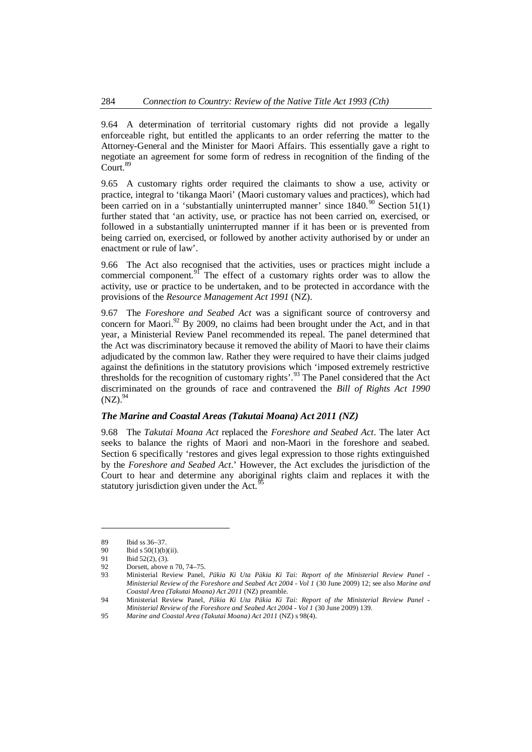9.64 A determination of territorial customary rights did not provide a legally enforceable right, but entitled the applicants to an order referring the matter to the Attorney-General and the Minister for Maori Affairs. This essentially gave a right to negotiate an agreement for some form of redress in recognition of the finding of the Court.[89]

9.65 A customary rights order required the claimants to show a use, activity or practice, integral to 'tikanga Maori' (Maori customary values and practices), which had been carried on in a 'substantially uninterrupted manner' since 1840.[90] Section 51(1) further stated that 'an activity, use, or practice has not been carried on, exercised, or followed in a substantially uninterrupted manner if it has been or is prevented from being carried on, exercised, or followed by another activity authorised by or under an enactment or rule of law'.

9.66 The Act also recognised that the activities, uses or practices might include a commercial component.[91] The effect of a customary rights order was to allow the activity, use or practice to be undertaken, and to be protected in accordance with the provisions of the *Resource Management Act 1991* (NZ).

9.67 The *Foreshore and Seabed Act* was a significant source of controversy and concern for Maori.[92] By 2009, no claims had been brought under the Act, and in that year, a Ministerial Review Panel recommended its repeal. The panel determined that the Act was discriminatory because it removed the ability of Maori to have their claims adjudicated by the common law. Rather they were required to have their claims judged against the definitions in the statutory provisions which 'imposed extremely restrictive thresholds for the recognition of customary rights'.[93] The Panel considered that the Act discriminated on the grounds of race and contravened the *Bill of Rights Act 1990* (NZ).[94]

### *The Marine and Coastal Areas (Takutai Moana) Act 2011 (NZ)*

9.68 The *Takutai Moana Act* replaced the *Foreshore and Seabed Act*. The later Act seeks to balance the rights of Maori and non-Maori in the foreshore and seabed. Section 6 specifically 'restores and gives legal expression to those rights extinguished by the *Foreshore and Seabed Act*.' However, the Act excludes the jurisdiction of the Court to hear and determine any aboriginal rights claim and replaces it with the statutory jurisdiction given under the Act.[95]

---

89 Ibid ss 36–37.

90 Ibid s 50(1)(b)(ii).

91 Ibid 52(2), (3).

92 Dorsett, above n 70, 74–75.

93 Ministerial Review Panel, *Pākia Ki Uta Pākia Ki Tai: Report of the Ministerial Review Panel - Ministerial Review of the Foreshore and Seabed Act 2004 - Vol 1* (30 June 2009) 12; see also *Marine and Coastal Area (Takutai Moana) Act 2011* (NZ) preamble.

94 Ministerial Review Panel, *Pākia Ki Uta Pākia Ki Tai: Report of the Ministerial Review Panel - Ministerial Review of the Foreshore and Seabed Act 2004 - Vol 1* (30 June 2009) 139.

95 *Marine and Coastal Area (Takutai Moana) Act 2011* (NZ) s 98(4).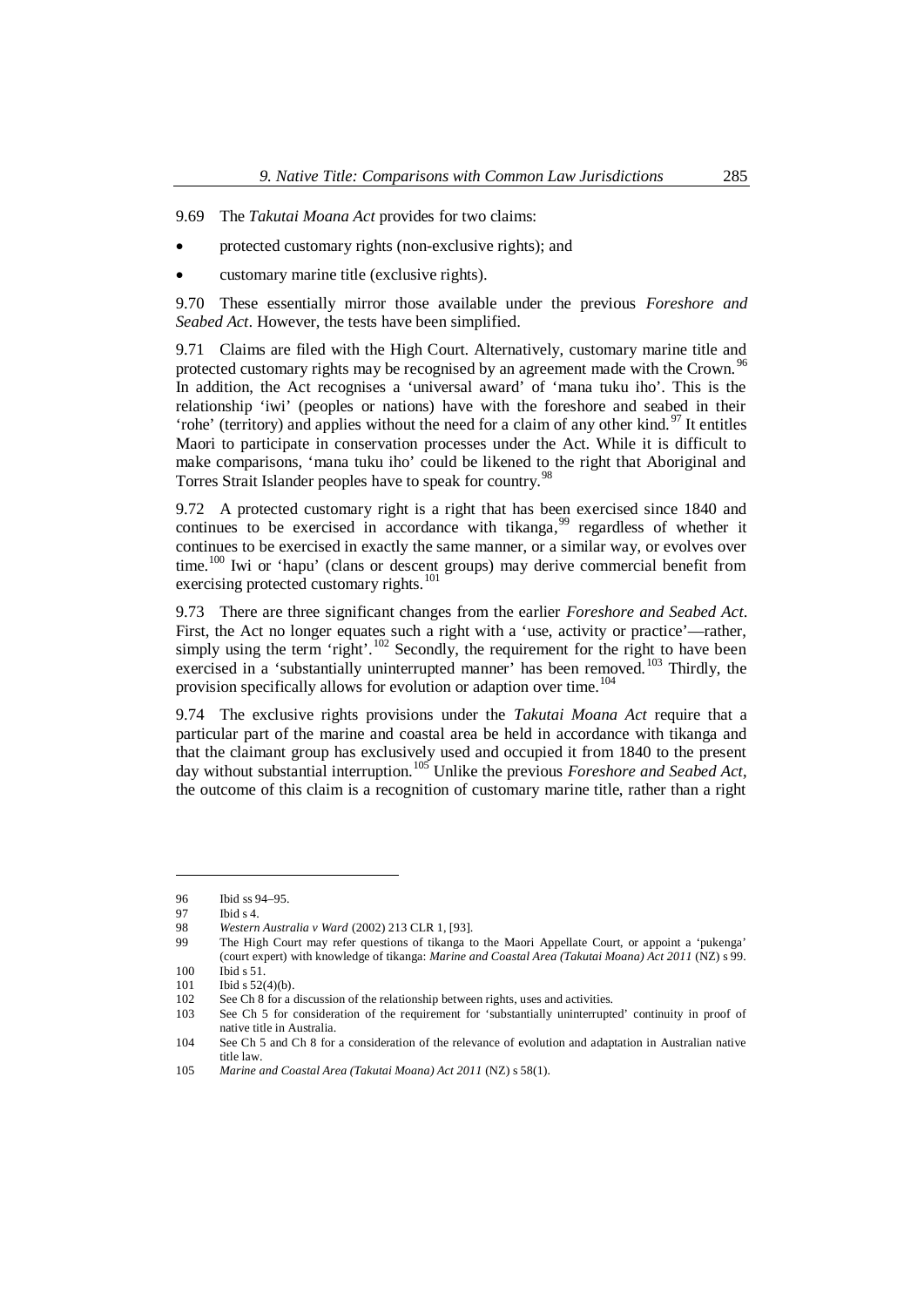9.69 The *Takutai Moana Act* provides for two claims:

- protected customary rights (non-exclusive rights); and
- customary marine title (exclusive rights).

9.70 These essentially mirror those available under the previous *Foreshore and Seabed Act*. However, the tests have been simplified.

9.71 Claims are filed with the High Court. Alternatively, customary marine title and protected customary rights may be recognised by an agreement made with the Crown.[96] In addition, the Act recognises a 'universal award' of 'mana tuku iho'. This is the relationship 'iwi' (peoples or nations) have with the foreshore and seabed in their 'rohe' (territory) and applies without the need for a claim of any other kind.[97] It entitles Maori to participate in conservation processes under the Act. While it is difficult to make comparisons, 'mana tuku iho' could be likened to the right that Aboriginal and Torres Strait Islander peoples have to speak for country.[98]

9.72 A protected customary right is a right that has been exercised since 1840 and continues to be exercised in accordance with tikanga,[99] regardless of whether it continues to be exercised in exactly the same manner, or a similar way, or evolves over time.[100] Iwi or 'hapu' (clans or descent groups) may derive commercial benefit from exercising protected customary rights.[101]

9.73 There are three significant changes from the earlier *Foreshore and Seabed Act*. First, the Act no longer equates such a right with a 'use, activity or practice'—rather, simply using the term 'right'.[102] Secondly, the requirement for the right to have been exercised in a 'substantially uninterrupted manner' has been removed.[103] Thirdly, the provision specifically allows for evolution or adaption over time.[104]

9.74 The exclusive rights provisions under the *Takutai Moana Act* require that a particular part of the marine and coastal area be held in accordance with tikanga and that the claimant group has exclusively used and occupied it from 1840 to the present day without substantial interruption.[105] Unlike the previous *Foreshore and Seabed Act*, the outcome of this claim is a recognition of customary marine title, rather than a right

---

96 Ibid ss 94–95.

97 Ibid s 4.

98 *Western Australia v Ward* (2002) 213 CLR 1, [93].

99 The High Court may refer questions of tikanga to the Maori Appellate Court, or appoint a 'pukenga' (court expert) with knowledge of tikanga: *Marine and Coastal Area (Takutai Moana) Act 2011* (NZ) s 99.

100 Ibid s 51.

101 Ibid s 52(4)(b).

102 See Ch 8 for a discussion of the relationship between rights, uses and activities.

103 See Ch 5 for consideration of the requirement for 'substantially uninterrupted' continuity in proof of native title in Australia.

104 See Ch 5 and Ch 8 for a consideration of the relevance of evolution and adaptation in Australian native title law.

105 *Marine and Coastal Area (Takutai Moana) Act 2011* (NZ) s 58(1).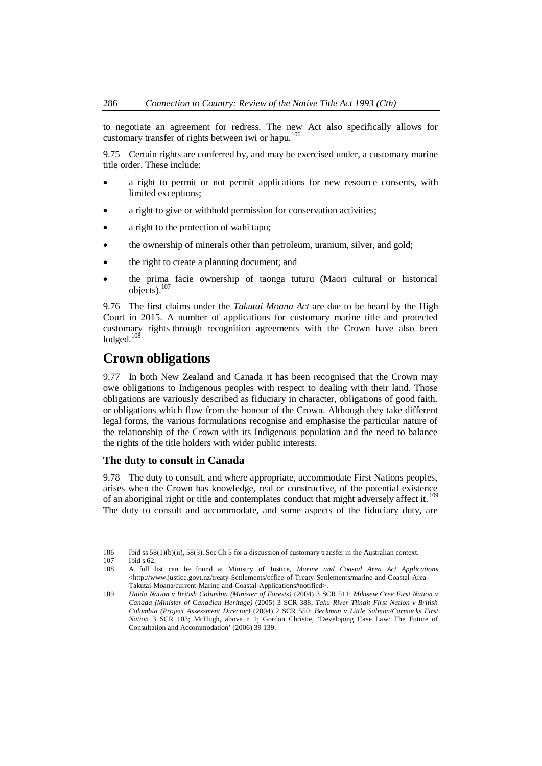to negotiate an agreement for redress. The new Act also specifically allows for customary transfer of rights between iwi or hapu.[106]

9.75 Certain rights are conferred by, and may be exercised under, a customary marine title order. These include:

- a right to permit or not permit applications for new resource consents, with limited exceptions;
- a right to give or withhold permission for conservation activities;
- a right to the protection of wahi tapu;
- the ownership of minerals other than petroleum, uranium, silver, and gold;
- the right to create a planning document; and
- the prima facie ownership of taonga tuturu (Maori cultural or historical objects).[107]

9.76 The first claims under the *Takutai Moana Act* are due to be heard by the High Court in 2015. A number of applications for customary marine title and protected customary rights through recognition agreements with the Crown have also been lodged.[108]

## Crown obligations

9.77 In both New Zealand and Canada it has been recognised that the Crown may owe obligations to Indigenous peoples with respect to dealing with their land. Those obligations are variously described as fiduciary in character, obligations of good faith, or obligations which flow from the honour of the Crown. Although they take different legal forms, the various formulations recognise and emphasise the particular nature of the relationship of the Crown with its Indigenous population and the need to balance the rights of the title holders with wider public interests.

### The duty to consult in Canada

9.78 The duty to consult, and where appropriate, accommodate First Nations peoples, arises when the Crown has knowledge, real or constructive, of the potential existence of an aboriginal right or title and contemplates conduct that might adversely affect it.[109] The duty to consult and accommodate, and some aspects of the fiduciary duty, are

---

106 Ibid ss 58(1)(b)(ii), 58(3). See Ch 5 for a discussion of customary transfer in the Australian context.

107 Ibid s 62.

108 A full list can be found at Ministry of Justice, *Marine and Coastal Area Act Applications* <http://www.justice.govt.nz/treaty-Settlements/office-of-Treaty-Settlements/marine-and-Coastal-Area-Takutai-Moana/current-Marine-and-Coastal-Applications#notified>.

109 *Haida Nation v British Columbia (Minister of Forests)* (2004) 3 SCR 511; *Mikisew Cree First Nation v Canada (Minister of Canadian Heritage)* (2005) 3 SCR 388; *Taku River Tlingit First Nation v British Columbia (Project Assessment Director)* (2004) 2 SCR 550; *Beckman v Little Salmon/Carmacks First Nation* 3 SCR 103; McHugh, above n 1; Gordon Christie, 'Developing Case Law: The Future of Consultation and Accommodation' (2006) 39 139.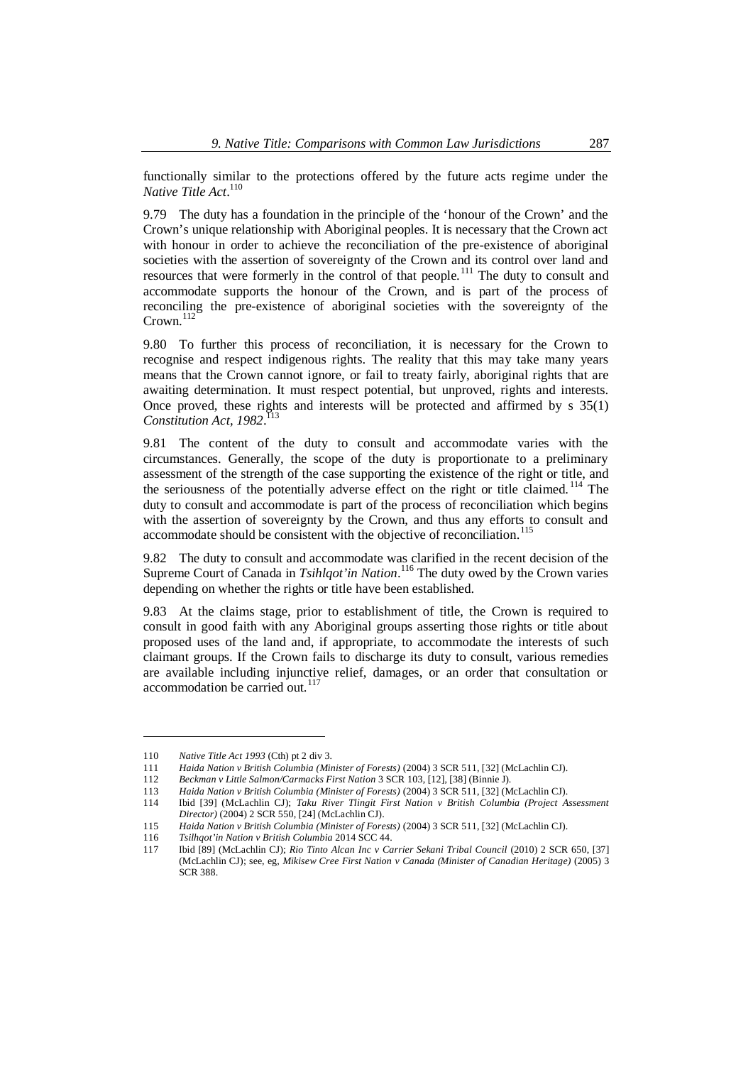functionally similar to the protections offered by the future acts regime under the *Native Title Act*.[110]

9.79 The duty has a foundation in the principle of the 'honour of the Crown' and the Crown's unique relationship with Aboriginal peoples. It is necessary that the Crown act with honour in order to achieve the reconciliation of the pre-existence of aboriginal societies with the assertion of sovereignty of the Crown and its control over land and resources that were formerly in the control of that people.[111] The duty to consult and accommodate supports the honour of the Crown, and is part of the process of reconciling the pre-existence of aboriginal societies with the sovereignty of the Crown.[112]

9.80 To further this process of reconciliation, it is necessary for the Crown to recognise and respect indigenous rights. The reality that this may take many years means that the Crown cannot ignore, or fail to treaty fairly, aboriginal rights that are awaiting determination. It must respect potential, but unproved, rights and interests. Once proved, these rights and interests will be protected and affirmed by s 35(1) *Constitution Act, 1982*.[113]

9.81 The content of the duty to consult and accommodate varies with the circumstances. Generally, the scope of the duty is proportionate to a preliminary assessment of the strength of the case supporting the existence of the right or title, and the seriousness of the potentially adverse effect on the right or title claimed.[114] The duty to consult and accommodate is part of the process of reconciliation which begins with the assertion of sovereignty by the Crown, and thus any efforts to consult and accommodate should be consistent with the objective of reconciliation.[115]

9.82 The duty to consult and accommodate was clarified in the recent decision of the Supreme Court of Canada in *Tsihlqot'in Nation*.[116] The duty owed by the Crown varies depending on whether the rights or title have been established.

9.83 At the claims stage, prior to establishment of title, the Crown is required to consult in good faith with any Aboriginal groups asserting those rights or title about proposed uses of the land and, if appropriate, to accommodate the interests of such claimant groups. If the Crown fails to discharge its duty to consult, various remedies are available including injunctive relief, damages, or an order that consultation or accommodation be carried out.[117]

---

110 *Native Title Act 1993* (Cth) pt 2 div 3.

111 *Haida Nation v British Columbia (Minister of Forests)* (2004) 3 SCR 511, [32] (McLachlin CJ).

112 *Beckman v Little Salmon/Carmacks First Nation* 3 SCR 103, [12], [38] (Binnie J).

113 *Haida Nation v British Columbia (Minister of Forests)* (2004) 3 SCR 511, [32] (McLachlin CJ).

114 Ibid [39] (McLachlin CJ); *Taku River Tlingit First Nation v British Columbia (Project Assessment Director)* (2004) 2 SCR 550, [24] (McLachlin CJ).

115 *Haida Nation v British Columbia (Minister of Forests)* (2004) 3 SCR 511, [32] (McLachlin CJ).

116 *Tsilhqot'in Nation v British Columbia* 2014 SCC 44.

117 Ibid [89] (McLachlin CJ); *Rio Tinto Alcan Inc v Carrier Sekani Tribal Council* (2010) 2 SCR 650, [37] (McLachlin CJ); see, eg, *Mikisew Cree First Nation v Canada (Minister of Canadian Heritage)* (2005) 3 SCR 388.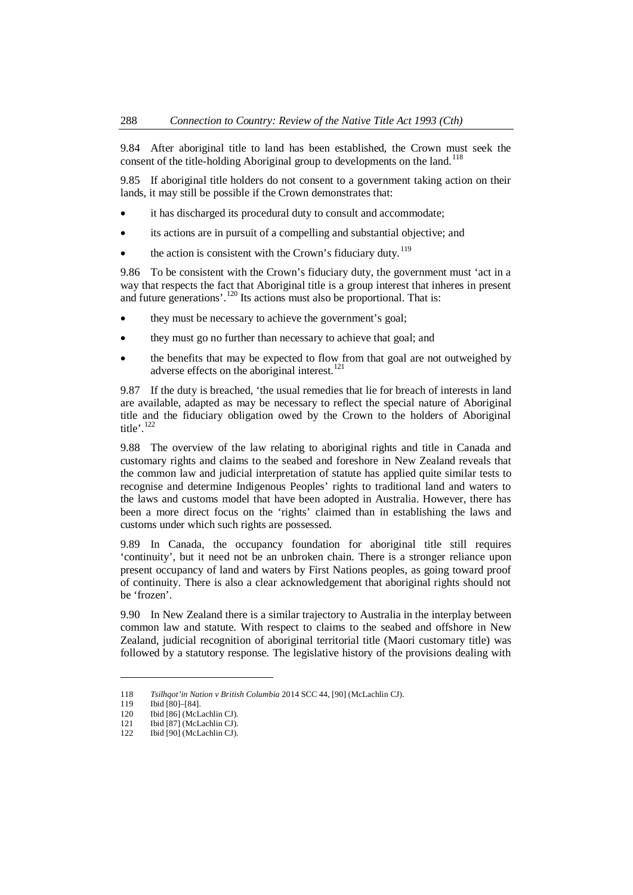9.84 After aboriginal title to land has been established, the Crown must seek the consent of the title-holding Aboriginal group to developments on the land.[118]

9.85 If aboriginal title holders do not consent to a government taking action on their lands, it may still be possible if the Crown demonstrates that:

- it has discharged its procedural duty to consult and accommodate;
- its actions are in pursuit of a compelling and substantial objective; and
- the action is consistent with the Crown's fiduciary duty.[119]

9.86 To be consistent with the Crown's fiduciary duty, the government must 'act in a way that respects the fact that Aboriginal title is a group interest that inheres in present and future generations'.[120] Its actions must also be proportional. That is:

- they must be necessary to achieve the government's goal;
- they must go no further than necessary to achieve that goal; and
- the benefits that may be expected to flow from that goal are not outweighed by adverse effects on the aboriginal interest.[121]

9.87 If the duty is breached, 'the usual remedies that lie for breach of interests in land are available, adapted as may be necessary to reflect the special nature of Aboriginal title and the fiduciary obligation owed by the Crown to the holders of Aboriginal title'.[122]

9.88 The overview of the law relating to aboriginal rights and title in Canada and customary rights and claims to the seabed and foreshore in New Zealand reveals that the common law and judicial interpretation of statute has applied quite similar tests to recognise and determine Indigenous Peoples' rights to traditional land and waters to the laws and customs model that have been adopted in Australia. However, there has been a more direct focus on the 'rights' claimed than in establishing the laws and customs under which such rights are possessed.

9.89 In Canada, the occupancy foundation for aboriginal title still requires 'continuity', but it need not be an unbroken chain. There is a stronger reliance upon present occupancy of land and waters by First Nations peoples, as going toward proof of continuity. There is also a clear acknowledgement that aboriginal rights should not be 'frozen'.

9.90 In New Zealand there is a similar trajectory to Australia in the interplay between common law and statute. With respect to claims to the seabed and offshore in New Zealand, judicial recognition of aboriginal territorial title (Maori customary title) was followed by a statutory response. The legislative history of the provisions dealing with

---

118 *Tsilhqot'in Nation v British Columbia* 2014 SCC 44, [90] (McLachlin CJ).

119 Ibid [80]–[84].

120 Ibid [86] (McLachlin CJ).

121 Ibid [87] (McLachlin CJ).

122 Ibid [90] (McLachlin CJ).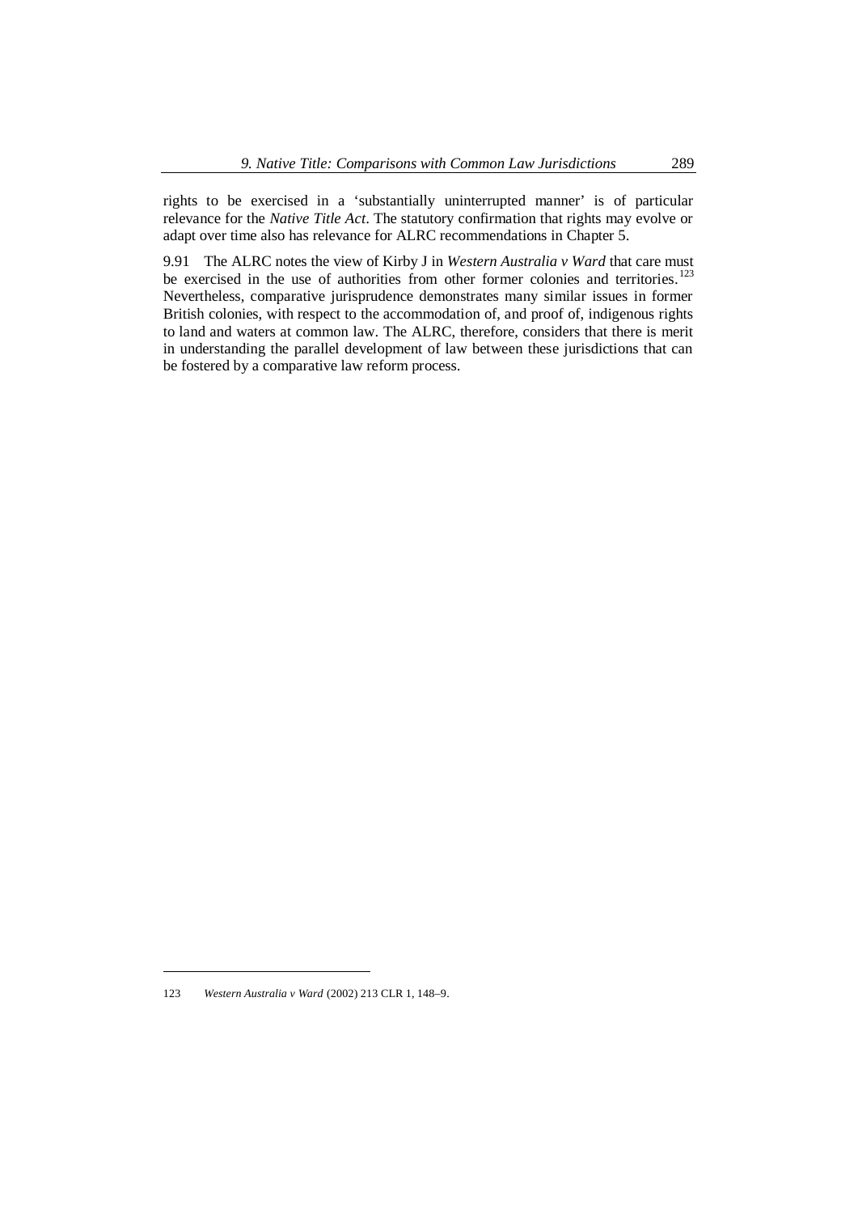rights to be exercised in a 'substantially uninterrupted manner' is of particular relevance for the *Native Title Act*. The statutory confirmation that rights may evolve or adapt over time also has relevance for ALRC recommendations in Chapter 5.

9.91 The ALRC notes the view of Kirby J in *Western Australia v Ward* that care must be exercised in the use of authorities from other former colonies and territories.[123] Nevertheless, comparative jurisprudence demonstrates many similar issues in former British colonies, with respect to the accommodation of, and proof of, indigenous rights to land and waters at common law. The ALRC, therefore, considers that there is merit in understanding the parallel development of law between these jurisdictions that can be fostered by a comparative law reform process.

---

123 *Western Australia v Ward* (2002) 213 CLR 1, 148–9.